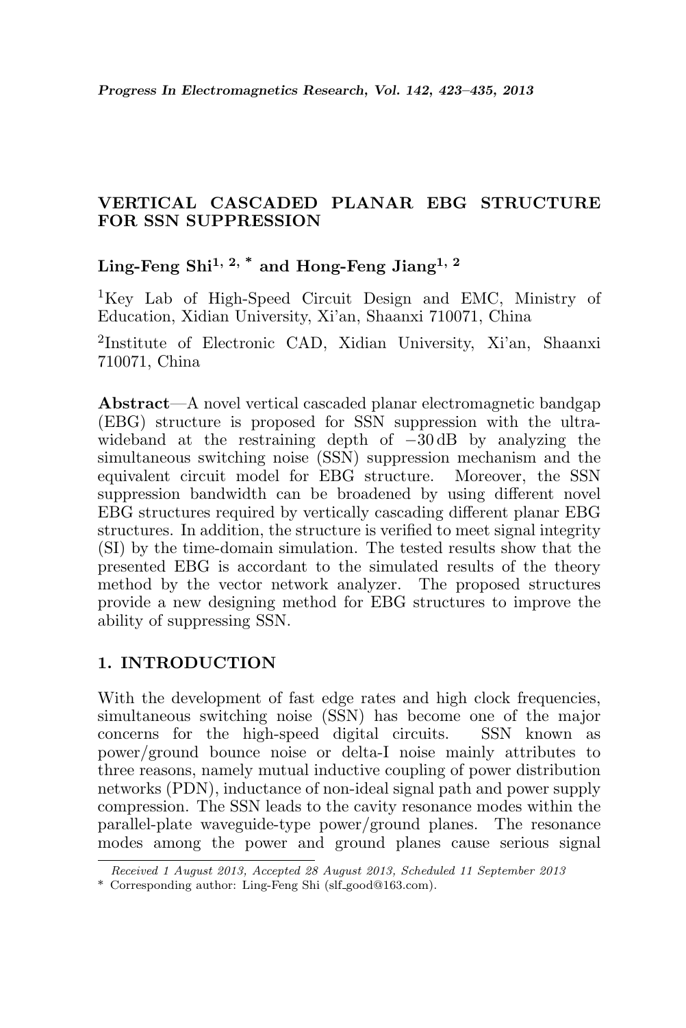# VERTICAL CASCADED PLANAR EBG STRUCTURE FOR SSN SUPPRESSION

**Ling-Feng Shi[1, 2, *] and Hong-Feng Jiang[1, 2]**

[1]Key Lab of High-Speed Circuit Design and EMC, Ministry of Education, Xidian University, Xi'an, Shaanxi 710071, China

[2]Institute of Electronic CAD, Xidian University, Xi'an, Shaanxi 710071, China

**Abstract**—A novel vertical cascaded planar electromagnetic bandgap (EBG) structure is proposed for SSN suppression with the ultra-wideband at the restraining depth of −30 dB by analyzing the simultaneous switching noise (SSN) suppression mechanism and the equivalent circuit model for EBG structure. Moreover, the SSN suppression bandwidth can be broadened by using different novel EBG structures required by vertically cascading different planar EBG structures. In addition, the structure is verified to meet signal integrity (SI) by the time-domain simulation. The tested results show that the presented EBG is accordant to the simulated results of the theory method by the vector network analyzer. The proposed structures provide a new designing method for EBG structures to improve the ability of suppressing SSN.

## 1. INTRODUCTION

With the development of fast edge rates and high clock frequencies, simultaneous switching noise (SSN) has become one of the major concerns for the high-speed digital circuits. SSN known as power/ground bounce noise or delta-I noise mainly attributes to three reasons, namely mutual inductive coupling of power distribution networks (PDN), inductance of non-ideal signal path and power supply compression. The SSN leads to the cavity resonance modes within the parallel-plate waveguide-type power/ground planes. The resonance modes among the power and ground planes cause serious signal

---

*Received 1 August 2013, Accepted 28 August 2013, Scheduled 11 September 2013*

\* Corresponding author: Ling-Feng Shi (slf_good@163.com).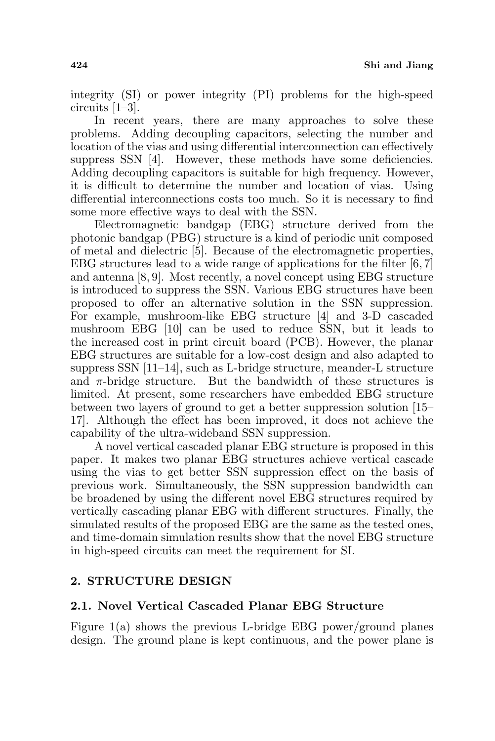integrity (SI) or power integrity (PI) problems for the high-speed circuits [1–3].

In recent years, there are many approaches to solve these problems. Adding decoupling capacitors, selecting the number and location of the vias and using differential interconnection can effectively suppress SSN [4]. However, these methods have some deficiencies. Adding decoupling capacitors is suitable for high frequency. However, it is difficult to determine the number and location of vias. Using differential interconnections costs too much. So it is necessary to find some more effective ways to deal with the SSN.

Electromagnetic bandgap (EBG) structure derived from the photonic bandgap (PBG) structure is a kind of periodic unit composed of metal and dielectric [5]. Because of the electromagnetic properties, EBG structures lead to a wide range of applications for the filter [6, 7] and antenna [8, 9]. Most recently, a novel concept using EBG structure is introduced to suppress the SSN. Various EBG structures have been proposed to offer an alternative solution in the SSN suppression. For example, mushroom-like EBG structure [4] and 3-D cascaded mushroom EBG [10] can be used to reduce SSN, but it leads to the increased cost in print circuit board (PCB). However, the planar EBG structures are suitable for a low-cost design and also adapted to suppress SSN [11–14], such as L-bridge structure, meander-L structure and $\pi$-bridge structure. But the bandwidth of these structures is limited. At present, some researchers have embedded EBG structure between two layers of ground to get a better suppression solution [15–17]. Although the effect has been improved, it does not achieve the capability of the ultra-wideband SSN suppression.

A novel vertical cascaded planar EBG structure is proposed in this paper. It makes two planar EBG structures achieve vertical cascade using the vias to get better SSN suppression effect on the basis of previous work. Simultaneously, the SSN suppression bandwidth can be broadened by using the different novel EBG structures required by vertically cascading planar EBG with different structures. Finally, the simulated results of the proposed EBG are the same as the tested ones, and time-domain simulation results show that the novel EBG structure in high-speed circuits can meet the requirement for SI.

## 2. STRUCTURE DESIGN

### 2.1. Novel Vertical Cascaded Planar EBG Structure

Figure 1(a) shows the previous L-bridge EBG power/ground planes design. The ground plane is kept continuous, and the power plane is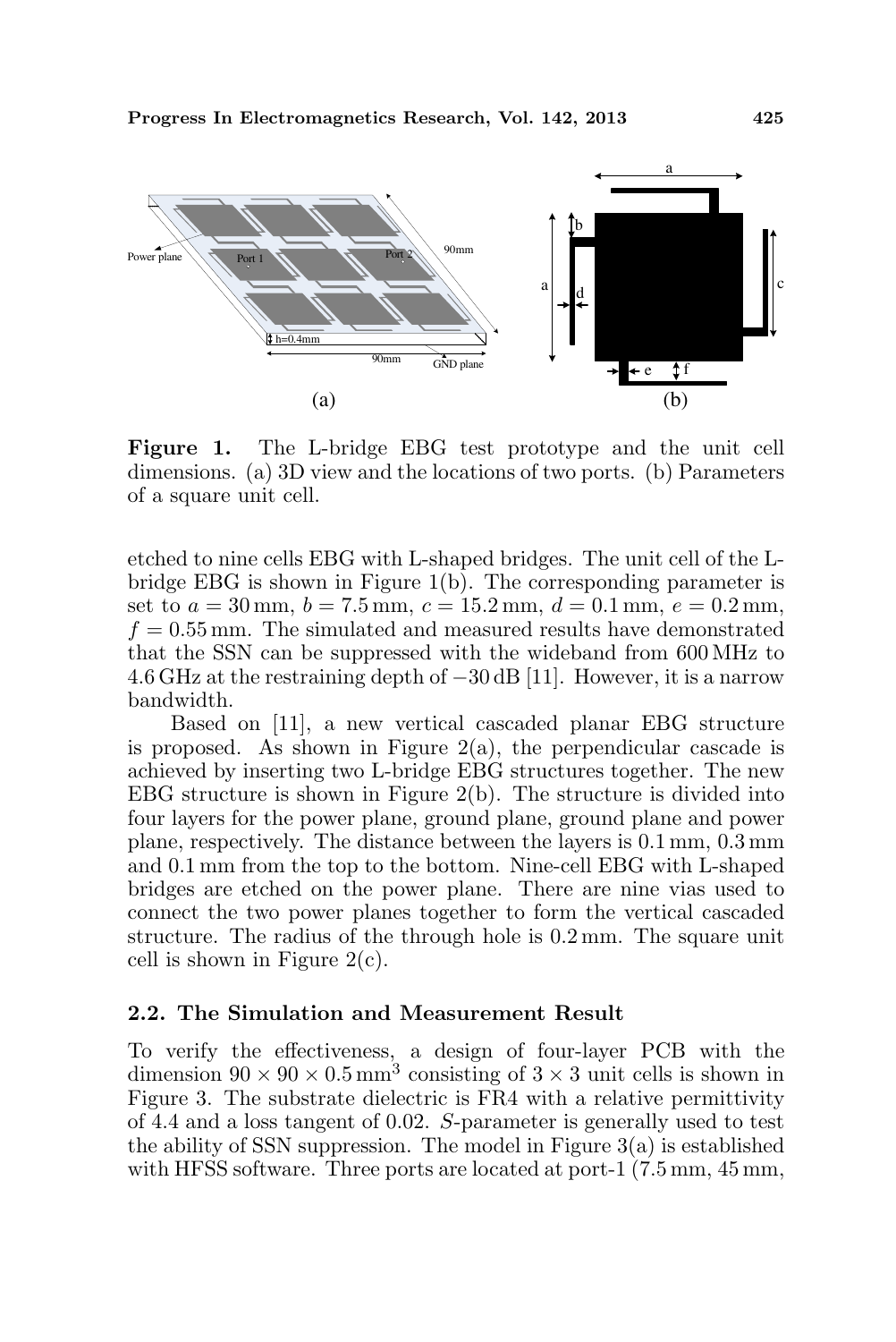**Figure 1.** The L-bridge EBG test prototype and the unit cell dimensions. (a) 3D view and the locations of two ports. (b) Parameters of a square unit cell.

etched to nine cells EBG with L-shaped bridges. The unit cell of the L-bridge EBG is shown in Figure 1(b). The corresponding parameter is set to $a = 30\,\text{mm}$, $b = 7.5\,\text{mm}$, $c = 15.2\,\text{mm}$, $d = 0.1\,\text{mm}$, $e = 0.2\,\text{mm}$, $f = 0.55\,\text{mm}$. The simulated and measured results have demonstrated that the SSN can be suppressed with the wideband from 600 MHz to 4.6 GHz at the restraining depth of $-30\,\text{dB}$ [11]. However, it is a narrow bandwidth.

Based on [11], a new vertical cascaded planar EBG structure is proposed. As shown in Figure 2(a), the perpendicular cascade is achieved by inserting two L-bridge EBG structures together. The new EBG structure is shown in Figure 2(b). The structure is divided into four layers for the power plane, ground plane, ground plane and power plane, respectively. The distance between the layers is 0.1 mm, 0.3 mm and 0.1 mm from the top to the bottom. Nine-cell EBG with L-shaped bridges are etched on the power plane. There are nine vias used to connect the two power planes together to form the vertical cascaded structure. The radius of the through hole is 0.2 mm. The square unit cell is shown in Figure 2(c).

### 2.2. The Simulation and Measurement Result

To verify the effectiveness, a design of four-layer PCB with the dimension $90 \times 90 \times 0.5\,\text{mm}^3$ consisting of $3 \times 3$ unit cells is shown in Figure 3. The substrate dielectric is FR4 with a relative permittivity of 4.4 and a loss tangent of 0.02. $S$-parameter is generally used to test the ability of SSN suppression. The model in Figure 3(a) is established with HFSS software. Three ports are located at port-1 (7.5 mm, 45 mm,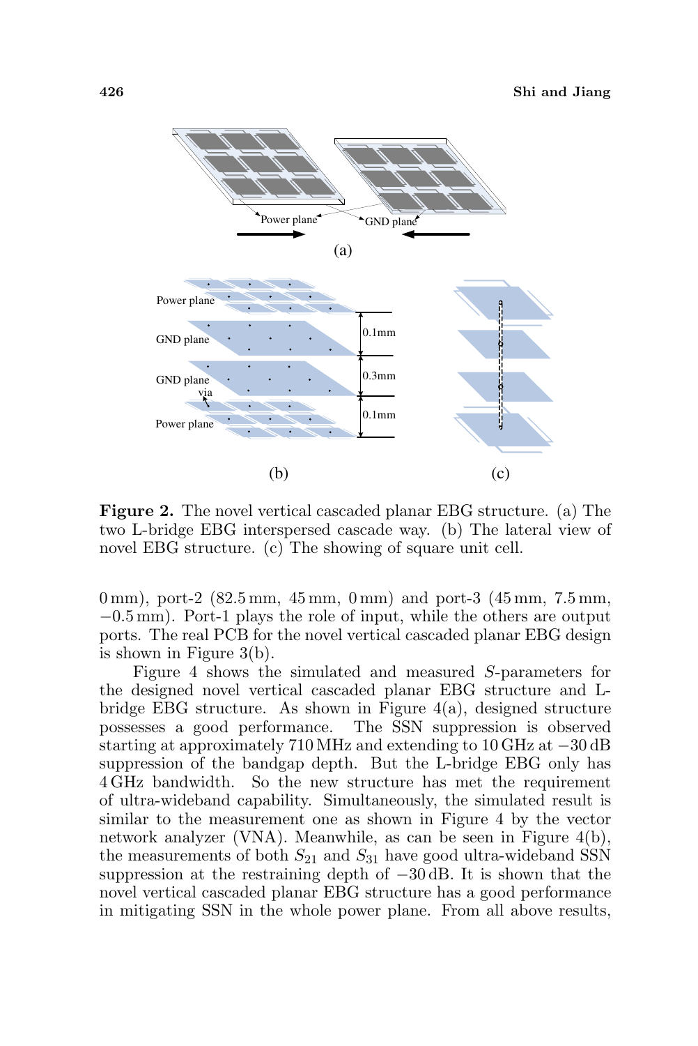**Figure 2.** The novel vertical cascaded planar EBG structure. (a) The two L-bridge EBG interspersed cascade way. (b) The lateral view of novel EBG structure. (c) The showing of square unit cell.

0 mm), port-2 (82.5 mm, 45 mm, 0 mm) and port-3 (45 mm, 7.5 mm, −0.5 mm). Port-1 plays the role of input, while the others are output ports. The real PCB for the novel vertical cascaded planar EBG design is shown in Figure 3(b).

Figure 4 shows the simulated and measured $S$-parameters for the designed novel vertical cascaded planar EBG structure and L-bridge EBG structure. As shown in Figure 4(a), designed structure possesses a good performance. The SSN suppression is observed starting at approximately 710 MHz and extending to 10 GHz at −30 dB suppression of the bandgap depth. But the L-bridge EBG only has 4 GHz bandwidth. So the new structure has met the requirement of ultra-wideband capability. Simultaneously, the simulated result is similar to the measurement one as shown in Figure 4 by the vector network analyzer (VNA). Meanwhile, as can be seen in Figure 4(b), the measurements of both $S_{21}$ and $S_{31}$ have good ultra-wideband SSN suppression at the restraining depth of −30 dB. It is shown that the novel vertical cascaded planar EBG structure has a good performance in mitigating SSN in the whole power plane. From all above results,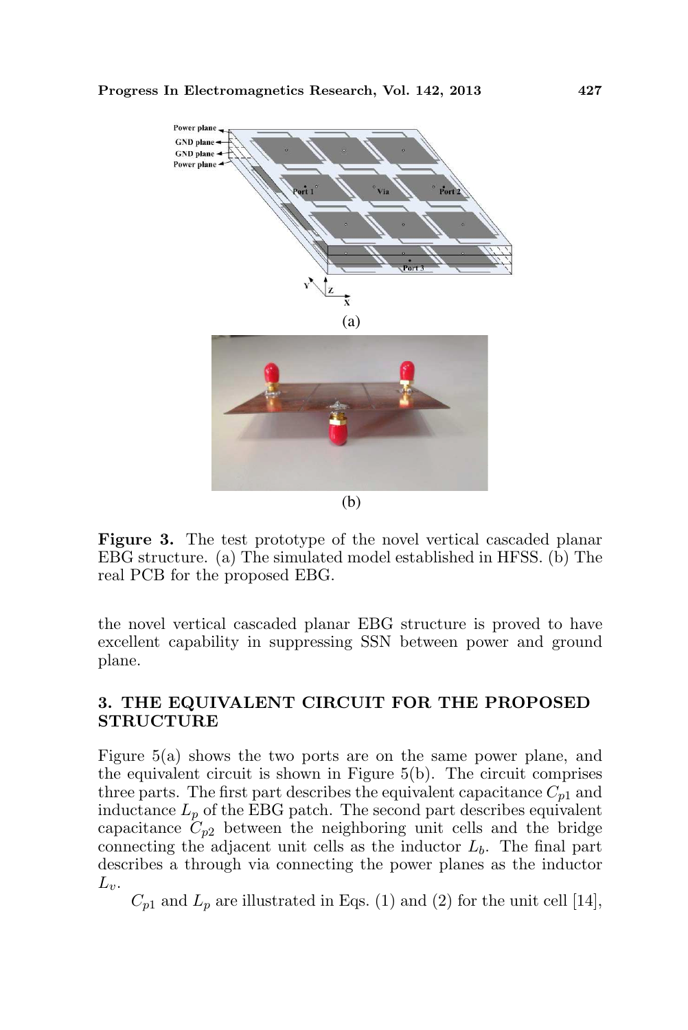**Figure 3.** The test prototype of the novel vertical cascaded planar EBG structure. (a) The simulated model established in HFSS. (b) The real PCB for the proposed EBG.

the novel vertical cascaded planar EBG structure is proved to have excellent capability in suppressing SSN between power and ground plane.

## 3. THE EQUIVALENT CIRCUIT FOR THE PROPOSED STRUCTURE

Figure 5(a) shows the two ports are on the same power plane, and the equivalent circuit is shown in Figure 5(b). The circuit comprises three parts. The first part describes the equivalent capacitance $C_{p1}$ and inductance $L_p$ of the EBG patch. The second part describes equivalent capacitance $C_{p2}$ between the neighboring unit cells and the bridge connecting the adjacent unit cells as the inductor $L_b$. The final part describes a through via connecting the power planes as the inductor $L_v$.

$C_{p1}$ and $L_p$ are illustrated in Eqs. (1) and (2) for the unit cell [14],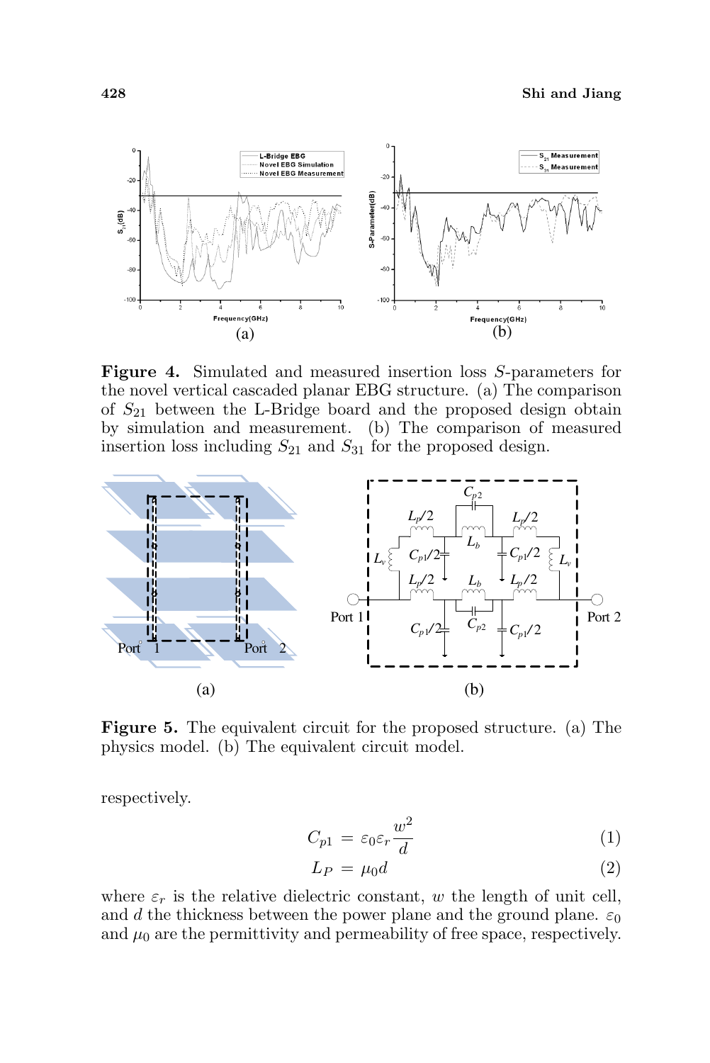**Figure 4.** Simulated and measured insertion loss $S$-parameters for the novel vertical cascaded planar EBG structure. (a) The comparison of $S_{21}$ between the L-Bridge board and the proposed design obtain by simulation and measurement. (b) The comparison of measured insertion loss including $S_{21}$ and $S_{31}$ for the proposed design.

**Figure 5.** The equivalent circuit for the proposed structure. (a) The physics model. (b) The equivalent circuit model.

respectively.

$$C_{p1} = \varepsilon_0 \varepsilon_r \frac{w^2}{d} \tag{1}$$

$$L_P = \mu_0 d \tag{2}$$

where $\varepsilon_r$ is the relative dielectric constant, $w$ the length of unit cell, and $d$ the thickness between the power plane and the ground plane. $\varepsilon_0$ and $\mu_0$ are the permittivity and permeability of free space, respectively.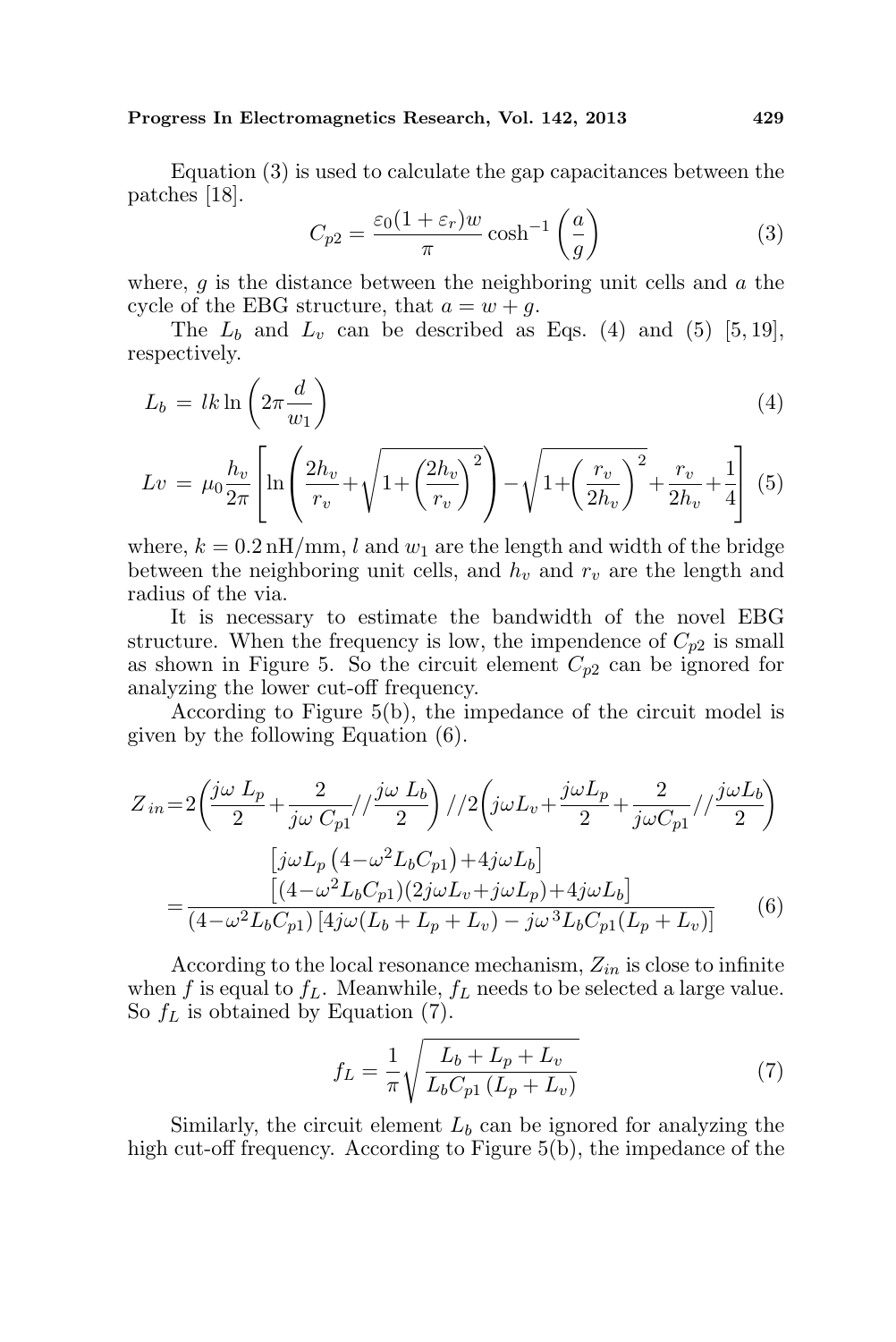Equation (3) is used to calculate the gap capacitances between the patches [18].

$$C_{p2} = \frac{\varepsilon_0 (1+\varepsilon_r) w}{\pi} \cosh^{-1}\left(\frac{a}{g}\right) \tag{3}$$

where, $g$ is the distance between the neighboring unit cells and $a$ the cycle of the EBG structure, that $a = w + g$.

The $L_b$ and $L_v$ can be described as Eqs. (4) and (5) [5, 19], respectively.

$$L_b = lk \ln\left(2\pi \frac{d}{w_1}\right) \tag{4}$$

$$Lv = \mu_0 \frac{h_v}{2\pi}\left[\ln\left(\frac{2h_v}{r_v} + \sqrt{1+\left(\frac{2h_v}{r_v}\right)^2}\right) - \sqrt{1+\left(\frac{r_v}{2h_v}\right)^2} + \frac{r_v}{2h_v} + \frac{1}{4}\right] \tag{5}$$

where, $k = 0.2\,\text{nH/mm}$, $l$ and $w_1$ are the length and width of the bridge between the neighboring unit cells, and $h_v$ and $r_v$ are the length and radius of the via.

It is necessary to estimate the bandwidth of the novel EBG structure. When the frequency is low, the impendence of $C_{p2}$ is small as shown in Figure 5. So the circuit element $C_{p2}$ can be ignored for analyzing the lower cut-off frequency.

According to Figure 5(b), the impedance of the circuit model is given by the following Equation (6).

$$\begin{aligned} Z_{in} &= 2\left(\frac{j\omega\, L_p}{2} + \frac{2}{j\omega\, C_{p1}} // \frac{j\omega\, L_b}{2}\right) // 2\left(j\omega L_v + \frac{j\omega L_p}{2} + \frac{2}{j\omega C_{p1}} // \frac{j\omega L_b}{2}\right) \\ &= \frac{\left[j\omega L_p\left(4-\omega^2 L_b C_{p1}\right) + 4j\omega L_b\right]\left[(4-\omega^2 L_b C_{p1})(2j\omega L_v + j\omega L_p) + 4j\omega L_b\right]}{(4-\omega^2 L_b C_{p1})\left[4j\omega(L_b + L_p + L_v) - j\omega^3 L_b C_{p1}(L_p + L_v)\right]} \end{aligned} \tag{6}$$

According to the local resonance mechanism, $Z_{in}$ is close to infinite when $f$ is equal to $f_L$. Meanwhile, $f_L$ needs to be selected a large value. So $f_L$ is obtained by Equation (7).

$$f_L = \frac{1}{\pi}\sqrt{\frac{L_b + L_p + L_v}{L_b C_{p1}\left(L_p + L_v\right)}} \tag{7}$$

Similarly, the circuit element $L_b$ can be ignored for analyzing the high cut-off frequency. According to Figure 5(b), the impedance of the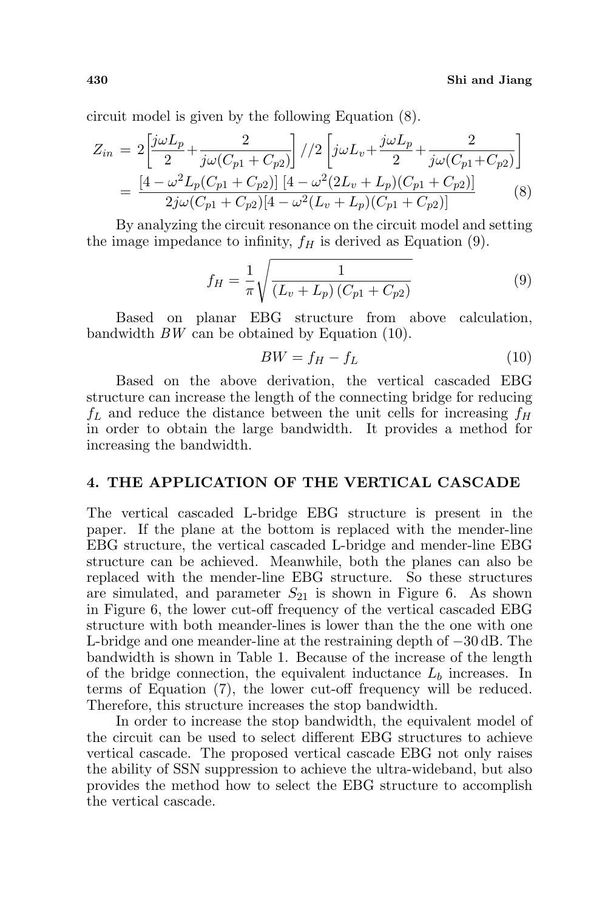circuit model is given by the following Equation (8).

$$
\begin{aligned}
Z_{in} &= 2\left[\frac{j\omega L_p}{2}+\frac{2}{j\omega(C_{p1}+C_{p2})}\right]//2\left[j\omega L_v+\frac{j\omega L_p}{2}+\frac{2}{j\omega(C_{p1}+C_{p2})}\right] \\
&= \frac{\left[4-\omega^2 L_p(C_{p1}+C_{p2})\right]\left[4-\omega^2(2L_v+L_p)(C_{p1}+C_{p2})\right]}{2j\omega(C_{p1}+C_{p2})[4-\omega^2(L_v+L_p)(C_{p1}+C_{p2})]}
\end{aligned}
\tag{8}
$$

By analyzing the circuit resonance on the circuit model and setting the image impedance to infinity, $f_H$ is derived as Equation (9).

$$
f_H = \frac{1}{\pi}\sqrt{\frac{1}{(L_v+L_p)(C_{p1}+C_{p2})}} \tag{9}
$$

Based on planar EBG structure from above calculation, bandwidth $BW$ can be obtained by Equation (10).

$$
BW = f_H - f_L \tag{10}
$$

Based on the above derivation, the vertical cascaded EBG structure can increase the length of the connecting bridge for reducing $f_L$ and reduce the distance between the unit cells for increasing $f_H$ in order to obtain the large bandwidth. It provides a method for increasing the bandwidth.

## 4. THE APPLICATION OF THE VERTICAL CASCADE

The vertical cascaded L-bridge EBG structure is present in the paper. If the plane at the bottom is replaced with the mender-line EBG structure, the vertical cascaded L-bridge and mender-line EBG structure can be achieved. Meanwhile, both the planes can also be replaced with the mender-line EBG structure. So these structures are simulated, and parameter $S_{21}$ is shown in Figure 6. As shown in Figure 6, the lower cut-off frequency of the vertical cascaded EBG structure with both meander-lines is lower than the the one with one L-bridge and one meander-line at the restraining depth of $-30$ dB. The bandwidth is shown in Table 1. Because of the increase of the length of the bridge connection, the equivalent inductance $L_b$ increases. In terms of Equation (7), the lower cut-off frequency will be reduced. Therefore, this structure increases the stop bandwidth.

In order to increase the stop bandwidth, the equivalent model of the circuit can be used to select different EBG structures to achieve vertical cascade. The proposed vertical cascade EBG not only raises the ability of SSN suppression to achieve the ultra-wideband, but also provides the method how to select the EBG structure to accomplish the vertical cascade.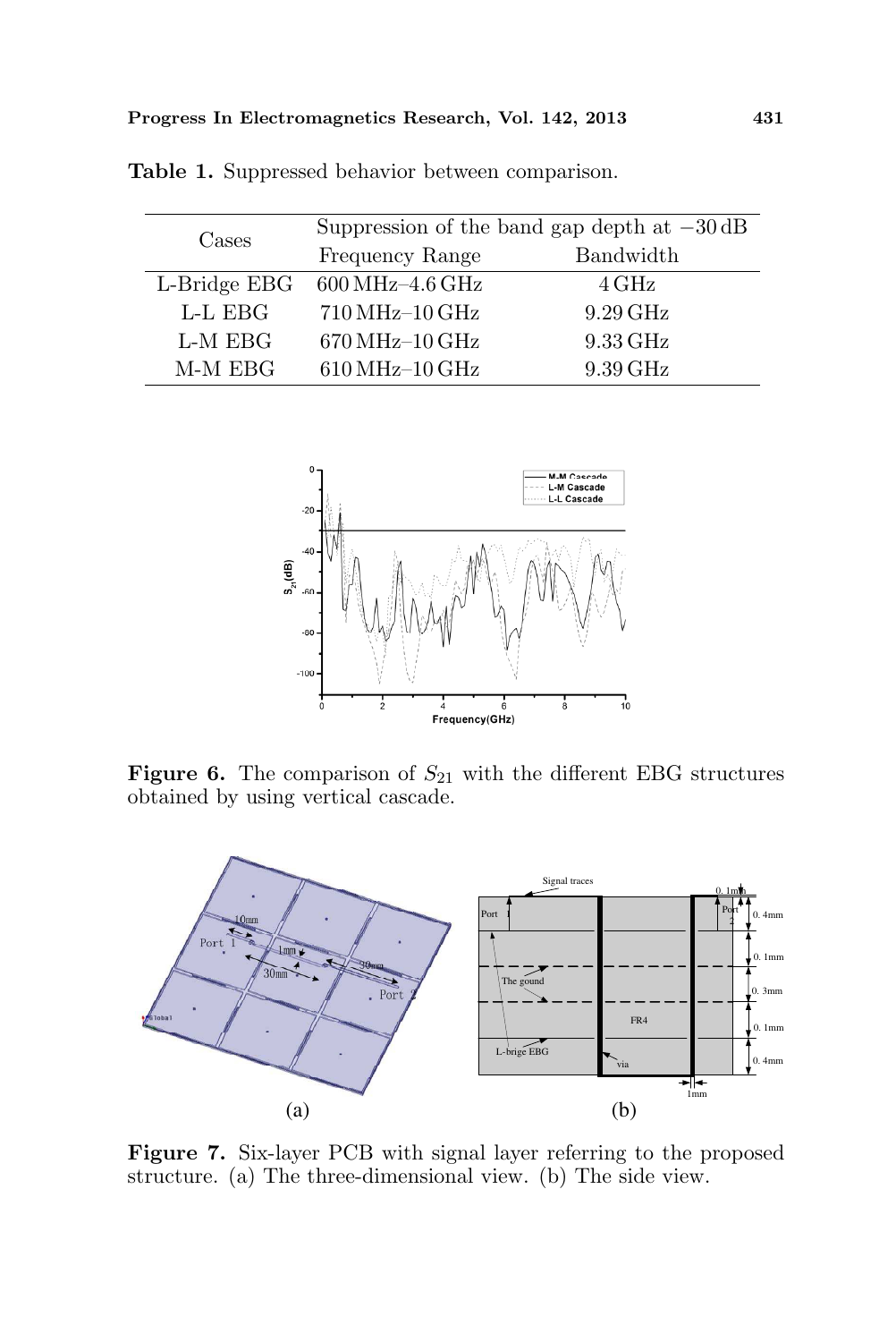**Table 1.** Suppressed behavior between comparison.

| Cases | Suppression of the band gap depth at $-30$ dB | |
|---|---|---|
| | Frequency Range | Bandwidth |
| L-Bridge EBG | 600 MHz–4.6 GHz | 4 GHz |
| L-L EBG | 710 MHz–10 GHz | 9.29 GHz |
| L-M EBG | 670 MHz–10 GHz | 9.33 GHz |
| M-M EBG | 610 MHz–10 GHz | 9.39 GHz |

**Figure 6.** The comparison of $S_{21}$ with the different EBG structures obtained by using vertical cascade.

**Figure 7.** Six-layer PCB with signal layer referring to the proposed structure. (a) The three-dimensional view. (b) The side view.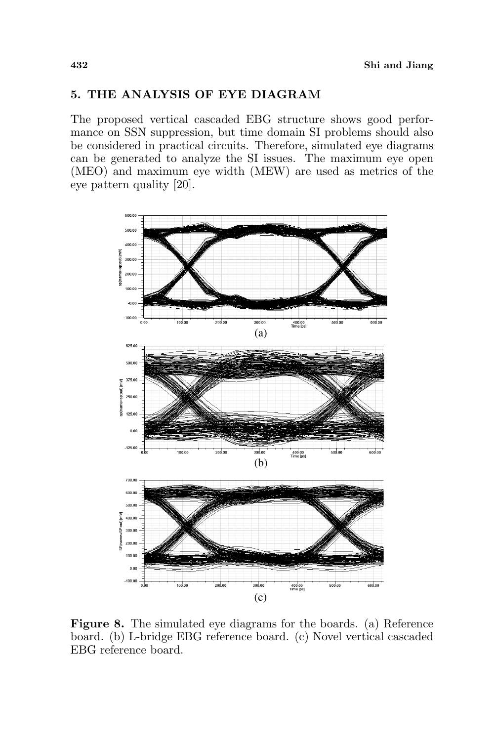## 5. THE ANALYSIS OF EYE DIAGRAM

The proposed vertical cascaded EBG structure shows good performance on SSN suppression, but time domain SI problems should also be considered in practical circuits. Therefore, simulated eye diagrams can be generated to analyze the SI issues. The maximum eye open (MEO) and maximum eye width (MEW) are used as metrics of the eye pattern quality [20].

(a)

(b)

(c)

**Figure 8.** The simulated eye diagrams for the boards. (a) Reference board. (b) L-bridge EBG reference board. (c) Novel vertical cascaded EBG reference board.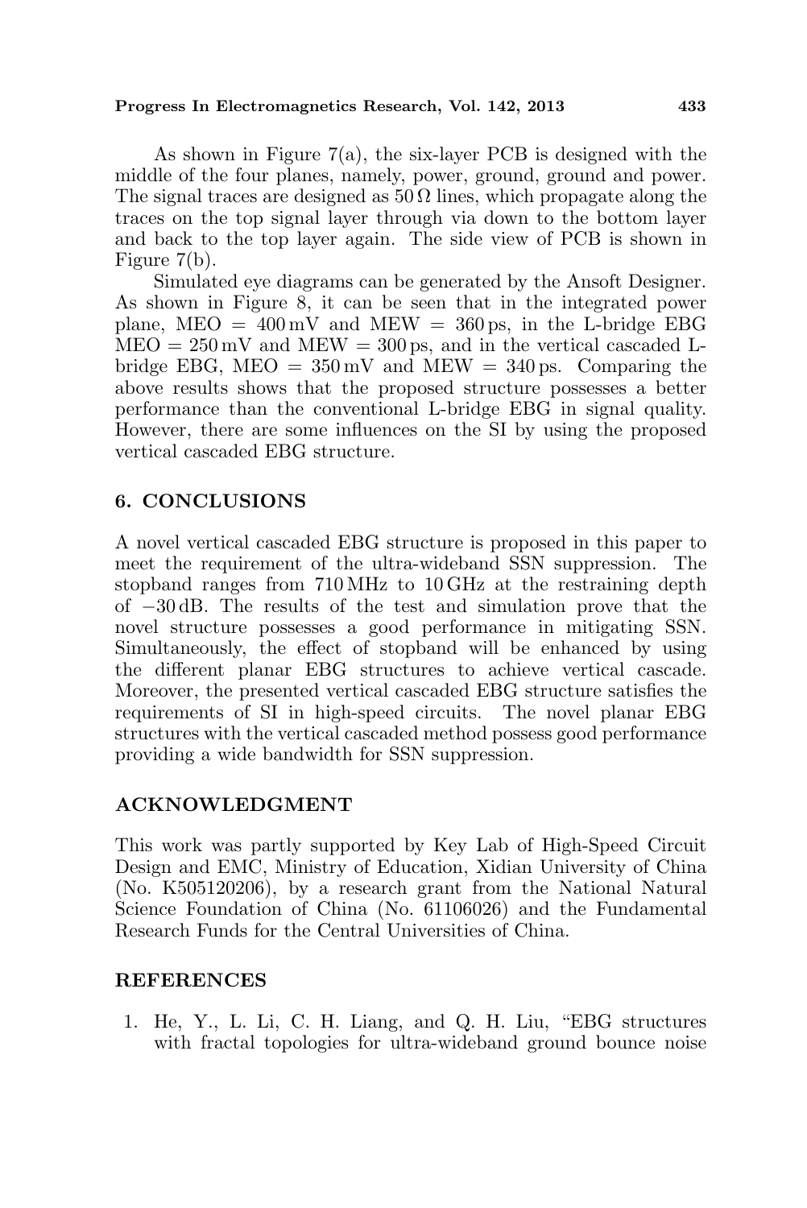As shown in Figure 7(a), the six-layer PCB is designed with the middle of the four planes, namely, power, ground, ground and power. The signal traces are designed as $50\,\Omega$ lines, which propagate along the traces on the top signal layer through via down to the bottom layer and back to the top layer again. The side view of PCB is shown in Figure 7(b).

Simulated eye diagrams can be generated by the Ansoft Designer. As shown in Figure 8, it can be seen that in the integrated power plane, MEO = 400 mV and MEW = 360 ps, in the L-bridge EBG MEO = 250 mV and MEW = 300 ps, and in the vertical cascaded L-bridge EBG, MEO = 350 mV and MEW = 340 ps. Comparing the above results shows that the proposed structure possesses a better performance than the conventional L-bridge EBG in signal quality. However, there are some influences on the SI by using the proposed vertical cascaded EBG structure.

## 6. CONCLUSIONS

A novel vertical cascaded EBG structure is proposed in this paper to meet the requirement of the ultra-wideband SSN suppression. The stopband ranges from 710 MHz to 10 GHz at the restraining depth of −30 dB. The results of the test and simulation prove that the novel structure possesses a good performance in mitigating SSN. Simultaneously, the effect of stopband will be enhanced by using the different planar EBG structures to achieve vertical cascade. Moreover, the presented vertical cascaded EBG structure satisfies the requirements of SI in high-speed circuits. The novel planar EBG structures with the vertical cascaded method possess good performance providing a wide bandwidth for SSN suppression.

## ACKNOWLEDGMENT

This work was partly supported by Key Lab of High-Speed Circuit Design and EMC, Ministry of Education, Xidian University of China (No. K505120206), by a research grant from the National Natural Science Foundation of China (No. 61106026) and the Fundamental Research Funds for the Central Universities of China.

## REFERENCES

1. He, Y., L. Li, C. H. Liang, and Q. H. Liu, "EBG structures with fractal topologies for ultra-wideband ground bounce noise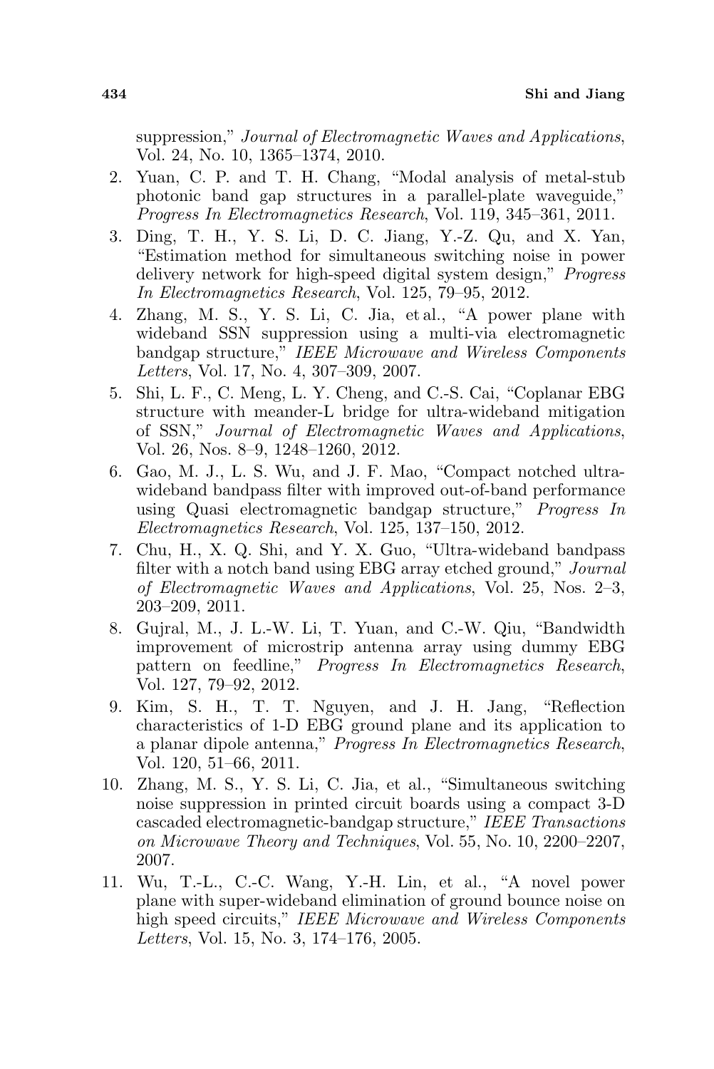suppression," *Journal of Electromagnetic Waves and Applications*, Vol. 24, No. 10, 1365–1374, 2010.

2. Yuan, C. P. and T. H. Chang, "Modal analysis of metal-stub photonic band gap structures in a parallel-plate waveguide," *Progress In Electromagnetics Research*, Vol. 119, 345–361, 2011.
3. Ding, T. H., Y. S. Li, D. C. Jiang, Y.-Z. Qu, and X. Yan, "Estimation method for simultaneous switching noise in power delivery network for high-speed digital system design," *Progress In Electromagnetics Research*, Vol. 125, 79–95, 2012.
4. Zhang, M. S., Y. S. Li, C. Jia, et al., "A power plane with wideband SSN suppression using a multi-via electromagnetic bandgap structure," *IEEE Microwave and Wireless Components Letters*, Vol. 17, No. 4, 307–309, 2007.
5. Shi, L. F., C. Meng, L. Y. Cheng, and C.-S. Cai, "Coplanar EBG structure with meander-L bridge for ultra-wideband mitigation of SSN," *Journal of Electromagnetic Waves and Applications*, Vol. 26, Nos. 8–9, 1248–1260, 2012.
6. Gao, M. J., L. S. Wu, and J. F. Mao, "Compact notched ultra-wideband bandpass filter with improved out-of-band performance using Quasi electromagnetic bandgap structure," *Progress In Electromagnetics Research*, Vol. 125, 137–150, 2012.
7. Chu, H., X. Q. Shi, and Y. X. Guo, "Ultra-wideband bandpass filter with a notch band using EBG array etched ground," *Journal of Electromagnetic Waves and Applications*, Vol. 25, Nos. 2–3, 203–209, 2011.
8. Gujral, M., J. L.-W. Li, T. Yuan, and C.-W. Qiu, "Bandwidth improvement of microstrip antenna array using dummy EBG pattern on feedline," *Progress In Electromagnetics Research*, Vol. 127, 79–92, 2012.
9. Kim, S. H., T. T. Nguyen, and J. H. Jang, "Reflection characteristics of 1-D EBG ground plane and its application to a planar dipole antenna," *Progress In Electromagnetics Research*, Vol. 120, 51–66, 2011.
10. Zhang, M. S., Y. S. Li, C. Jia, et al., "Simultaneous switching noise suppression in printed circuit boards using a compact 3-D cascaded electromagnetic-bandgap structure," *IEEE Transactions on Microwave Theory and Techniques*, Vol. 55, No. 10, 2200–2207, 2007.
11. Wu, T.-L., C.-C. Wang, Y.-H. Lin, et al., "A novel power plane with super-wideband elimination of ground bounce noise on high speed circuits," *IEEE Microwave and Wireless Components Letters*, Vol. 15, No. 3, 174–176, 2005.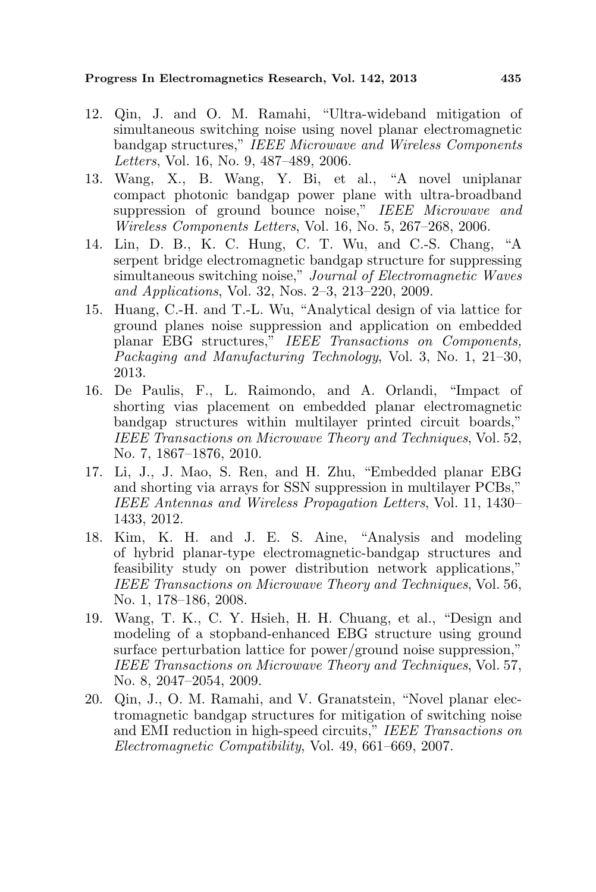12. Qin, J. and O. M. Ramahi, "Ultra-wideband mitigation of simultaneous switching noise using novel planar electromagnetic bandgap structures," *IEEE Microwave and Wireless Components Letters*, Vol. 16, No. 9, 487–489, 2006.
13. Wang, X., B. Wang, Y. Bi, et al., "A novel uniplanar compact photonic bandgap power plane with ultra-broadband suppression of ground bounce noise," *IEEE Microwave and Wireless Components Letters*, Vol. 16, No. 5, 267–268, 2006.
14. Lin, D. B., K. C. Hung, C. T. Wu, and C.-S. Chang, "A serpent bridge electromagnetic bandgap structure for suppressing simultaneous switching noise," *Journal of Electromagnetic Waves and Applications*, Vol. 32, Nos. 2–3, 213–220, 2009.
15. Huang, C.-H. and T.-L. Wu, "Analytical design of via lattice for ground planes noise suppression and application on embedded planar EBG structures," *IEEE Transactions on Components, Packaging and Manufacturing Technology*, Vol. 3, No. 1, 21–30, 2013.
16. De Paulis, F., L. Raimondo, and A. Orlandi, "Impact of shorting vias placement on embedded planar electromagnetic bandgap structures within multilayer printed circuit boards," *IEEE Transactions on Microwave Theory and Techniques*, Vol. 52, No. 7, 1867–1876, 2010.
17. Li, J., J. Mao, S. Ren, and H. Zhu, "Embedded planar EBG and shorting via arrays for SSN suppression in multilayer PCBs," *IEEE Antennas and Wireless Propagation Letters*, Vol. 11, 1430–1433, 2012.
18. Kim, K. H. and J. E. S. Aine, "Analysis and modeling of hybrid planar-type electromagnetic-bandgap structures and feasibility study on power distribution network applications," *IEEE Transactions on Microwave Theory and Techniques*, Vol. 56, No. 1, 178–186, 2008.
19. Wang, T. K., C. Y. Hsieh, H. H. Chuang, et al., "Design and modeling of a stopband-enhanced EBG structure using ground surface perturbation lattice for power/ground noise suppression," *IEEE Transactions on Microwave Theory and Techniques*, Vol. 57, No. 8, 2047–2054, 2009.
20. Qin, J., O. M. Ramahi, and V. Granatstein, "Novel planar electromagnetic bandgap structures for mitigation of switching noise and EMI reduction in high-speed circuits," *IEEE Transactions on Electromagnetic Compatibility*, Vol. 49, 661–669, 2007.